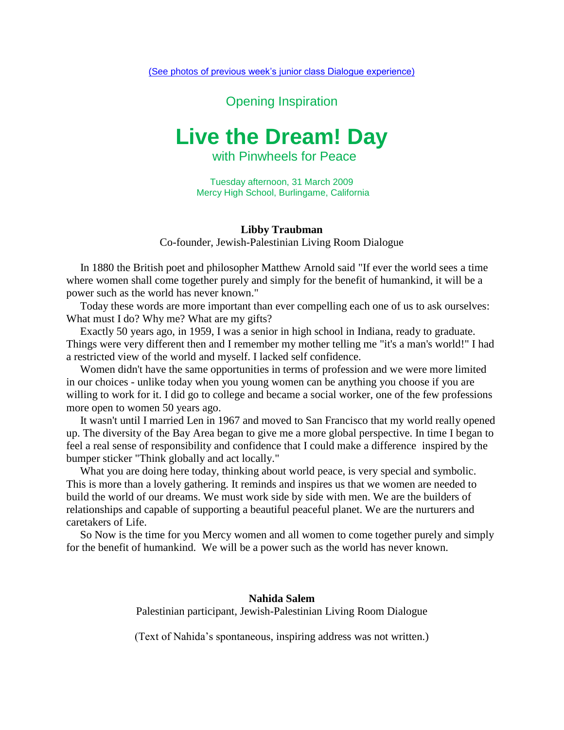(See photos of previous week's junior class Dialogue experience)

Opening Inspiration

# Live the Dream! Day

with Pinwheels for Peace

Tuesday afternoon, 31 March 2009
Mercy High School, Burlingame, California

**Libby Traubman**
Co-founder, Jewish-Palestinian Living Room Dialogue

In 1880 the British poet and philosopher Matthew Arnold said "If ever the world sees a time where women shall come together purely and simply for the benefit of humankind, it will be a power such as the world has never known."

Today these words are more important than ever compelling each one of us to ask ourselves: What must I do? Why me? What are my gifts?

Exactly 50 years ago, in 1959, I was a senior in high school in Indiana, ready to graduate. Things were very different then and I remember my mother telling me "it's a man's world!" I had a restricted view of the world and myself. I lacked self confidence.

Women didn't have the same opportunities in terms of profession and we were more limited in our choices - unlike today when you young women can be anything you choose if you are willing to work for it. I did go to college and became a social worker, one of the few professions more open to women 50 years ago.

It wasn't until I married Len in 1967 and moved to San Francisco that my world really opened up. The diversity of the Bay Area began to give me a more global perspective. In time I began to feel a real sense of responsibility and confidence that I could make a difference inspired by the bumper sticker "Think globally and act locally."

What you are doing here today, thinking about world peace, is very special and symbolic. This is more than a lovely gathering. It reminds and inspires us that we women are needed to build the world of our dreams. We must work side by side with men. We are the builders of relationships and capable of supporting a beautiful peaceful planet. We are the nurturers and caretakers of Life.

So Now is the time for you Mercy women and all women to come together purely and simply for the benefit of humankind. We will be a power such as the world has never known.

**Nahida Salem**
Palestinian participant, Jewish-Palestinian Living Room Dialogue

(Text of Nahida's spontaneous, inspiring address was not written.)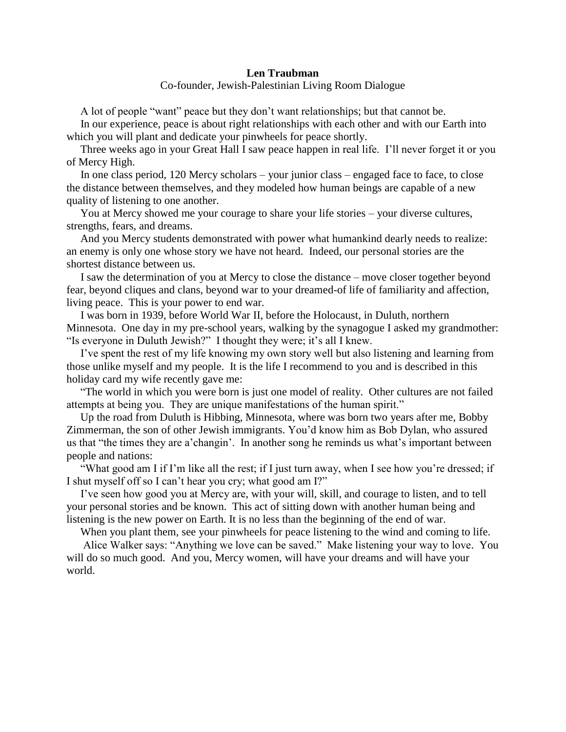**Len Traubman**

Co-founder, Jewish-Palestinian Living Room Dialogue

A lot of people "want" peace but they don't want relationships; but that cannot be.

In our experience, peace is about right relationships with each other and with our Earth into which you will plant and dedicate your pinwheels for peace shortly.

Three weeks ago in your Great Hall I saw peace happen in real life. I'll never forget it or you of Mercy High.

In one class period, 120 Mercy scholars – your junior class – engaged face to face, to close the distance between themselves, and they modeled how human beings are capable of a new quality of listening to one another.

You at Mercy showed me your courage to share your life stories – your diverse cultures, strengths, fears, and dreams.

And you Mercy students demonstrated with power what humankind dearly needs to realize: an enemy is only one whose story we have not heard. Indeed, our personal stories are the shortest distance between us.

I saw the determination of you at Mercy to close the distance – move closer together beyond fear, beyond cliques and clans, beyond war to your dreamed-of life of familiarity and affection, living peace. This is your power to end war.

I was born in 1939, before World War II, before the Holocaust, in Duluth, northern Minnesota. One day in my pre-school years, walking by the synagogue I asked my grandmother: "Is everyone in Duluth Jewish?" I thought they were; it's all I knew.

I've spent the rest of my life knowing my own story well but also listening and learning from those unlike myself and my people. It is the life I recommend to you and is described in this holiday card my wife recently gave me:

"The world in which you were born is just one model of reality. Other cultures are not failed attempts at being you. They are unique manifestations of the human spirit."

Up the road from Duluth is Hibbing, Minnesota, where was born two years after me, Bobby Zimmerman, the son of other Jewish immigrants. You'd know him as Bob Dylan, who assured us that "the times they are a'changin'. In another song he reminds us what's important between people and nations:

"What good am I if I'm like all the rest; if I just turn away, when I see how you're dressed; if I shut myself off so I can't hear you cry; what good am I?"

I've seen how good you at Mercy are, with your will, skill, and courage to listen, and to tell your personal stories and be known. This act of sitting down with another human being and listening is the new power on Earth. It is no less than the beginning of the end of war.

When you plant them, see your pinwheels for peace listening to the wind and coming to life.

Alice Walker says: "Anything we love can be saved." Make listening your way to love. You will do so much good. And you, Mercy women, will have your dreams and will have your world.